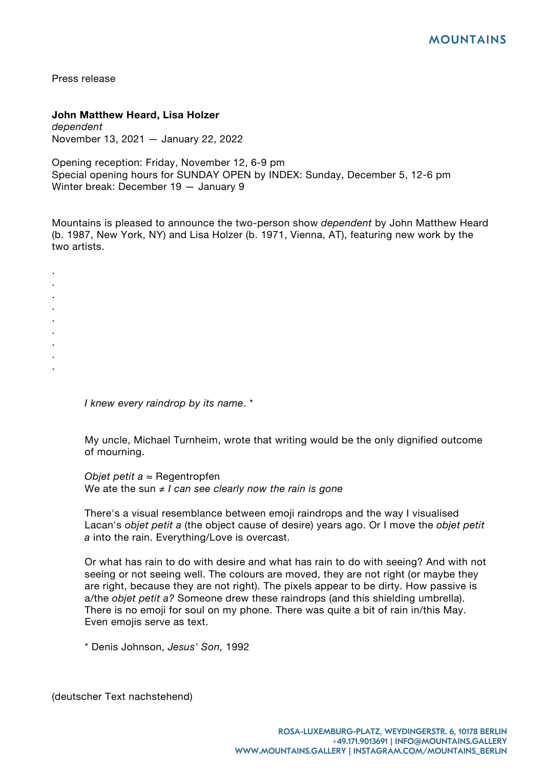Press release

**John Matthew Heard, Lisa Holzer**
*dependent*
November 13, 2021 — January 22, 2022

Opening reception: Friday, November 12, 6-9 pm
Special opening hours for SUNDAY OPEN by INDEX: Sunday, December 5, 12-6 pm
Winter break: December 19 — January 9

Mountains is pleased to announce the two-person show *dependent* by John Matthew Heard (b. 1987, New York, NY) and Lisa Holzer (b. 1971, Vienna, AT), featuring new work by the two artists.

.
.
.
.
.
.
.
.
.

> *I knew every raindrop by its name*. *
>
> My uncle, Michael Turnheim, wrote that writing would be the only dignified outcome of mourning.
>
> *Objet petit a* ≈ Regentropfen
> We ate the sun ≠ *I can see clearly now the rain is gone*
>
> There's a visual resemblance between emoji raindrops and the way I visualised Lacan's *objet petit a* (the object cause of desire) years ago. Or I move the *objet petit a* into the rain. Everything/Love is overcast.
>
> Or what has rain to do with desire and what has rain to do with seeing? And with not seeing or not seeing well. The colours are moved, they are not right (or maybe they are right, because they are not right). The pixels appear to be dirty. How passive is a/the *objet petit a?* Someone drew these raindrops (and this shielding umbrella). There is no emoji for soul on my phone. There was quite a bit of rain in/this May. Even emojis serve as text.
>
> * Denis Johnson, *Jesus' Son,* 1992

(deutscher Text nachstehend)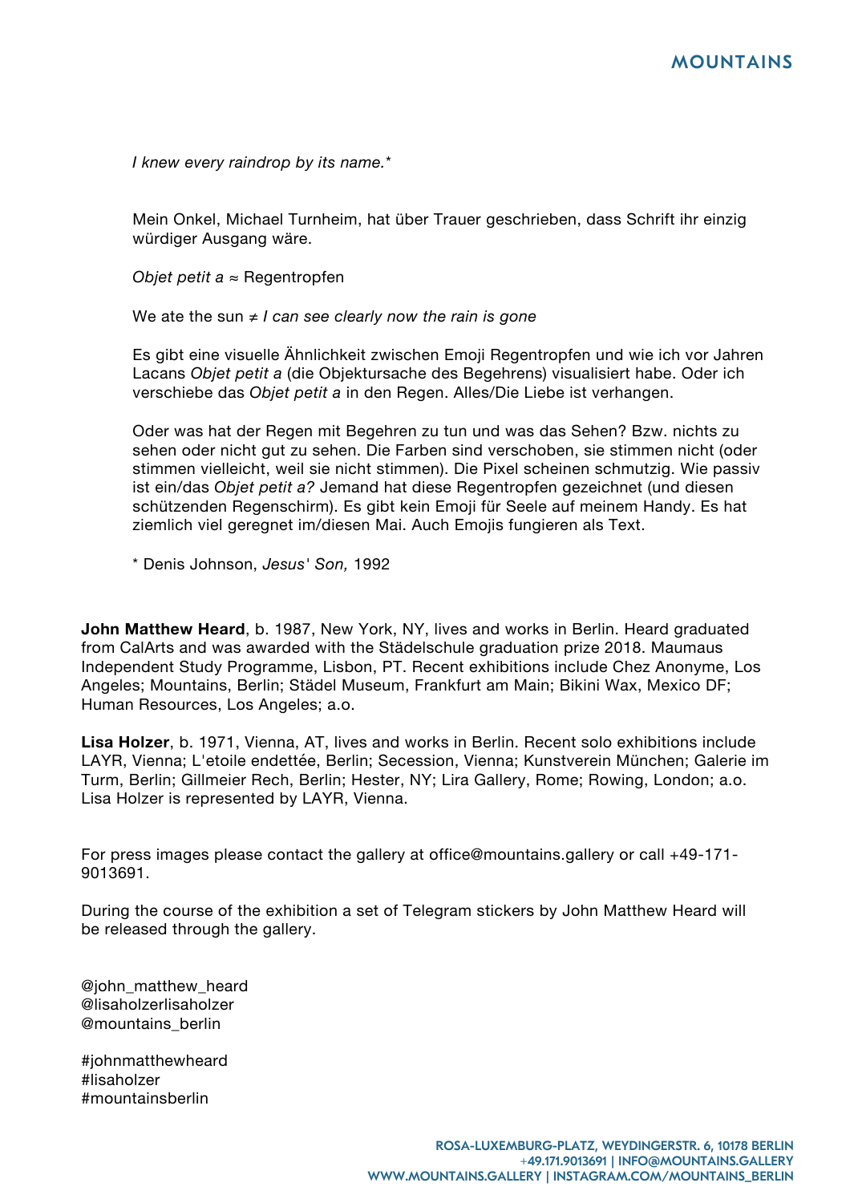*I knew every raindrop by its name.**

Mein Onkel, Michael Turnheim, hat über Trauer geschrieben, dass Schrift ihr einzig würdiger Ausgang wäre.

*Objet petit a* ≈ Regentropfen

We ate the sun ≠ *I can see clearly now the rain is gone*

Es gibt eine visuelle Ähnlichkeit zwischen Emoji Regentropfen und wie ich vor Jahren Lacans *Objet petit a* (die Objektursache des Begehrens) visualisiert habe. Oder ich verschiebe das *Objet petit a* in den Regen. Alles/Die Liebe ist verhangen.

Oder was hat der Regen mit Begehren zu tun und was das Sehen? Bzw. nichts zu sehen oder nicht gut zu sehen. Die Farben sind verschoben, sie stimmen nicht (oder stimmen vielleicht, weil sie nicht stimmen). Die Pixel scheinen schmutzig. Wie passiv ist ein/das *Objet petit a?* Jemand hat diese Regentropfen gezeichnet (und diesen schützenden Regenschirm). Es gibt kein Emoji für Seele auf meinem Handy. Es hat ziemlich viel geregnet im/diesen Mai. Auch Emojis fungieren als Text.

* Denis Johnson, *Jesus' Son,* 1992

**John Matthew Heard**, b. 1987, New York, NY, lives and works in Berlin. Heard graduated from CalArts and was awarded with the Städelschule graduation prize 2018. Maumaus Independent Study Programme, Lisbon, PT. Recent exhibitions include Chez Anonyme, Los Angeles; Mountains, Berlin; Städel Museum, Frankfurt am Main; Bikini Wax, Mexico DF; Human Resources, Los Angeles; a.o.

**Lisa Holzer**, b. 1971, Vienna, AT, lives and works in Berlin. Recent solo exhibitions include LAYR, Vienna; L'etoile endettée, Berlin; Secession, Vienna; Kunstverein München; Galerie im Turm, Berlin; Gillmeier Rech, Berlin; Hester, NY; Lira Gallery, Rome; Rowing, London; a.o. Lisa Holzer is represented by LAYR, Vienna.

For press images please contact the gallery at office@mountains.gallery or call +49-171-9013691.

During the course of the exhibition a set of Telegram stickers by John Matthew Heard will be released through the gallery.

@john_matthew_heard
@lisaholzerlisaholzer
@mountains_berlin

#johnmatthewheard
#lisaholzer
#mountainsberlin